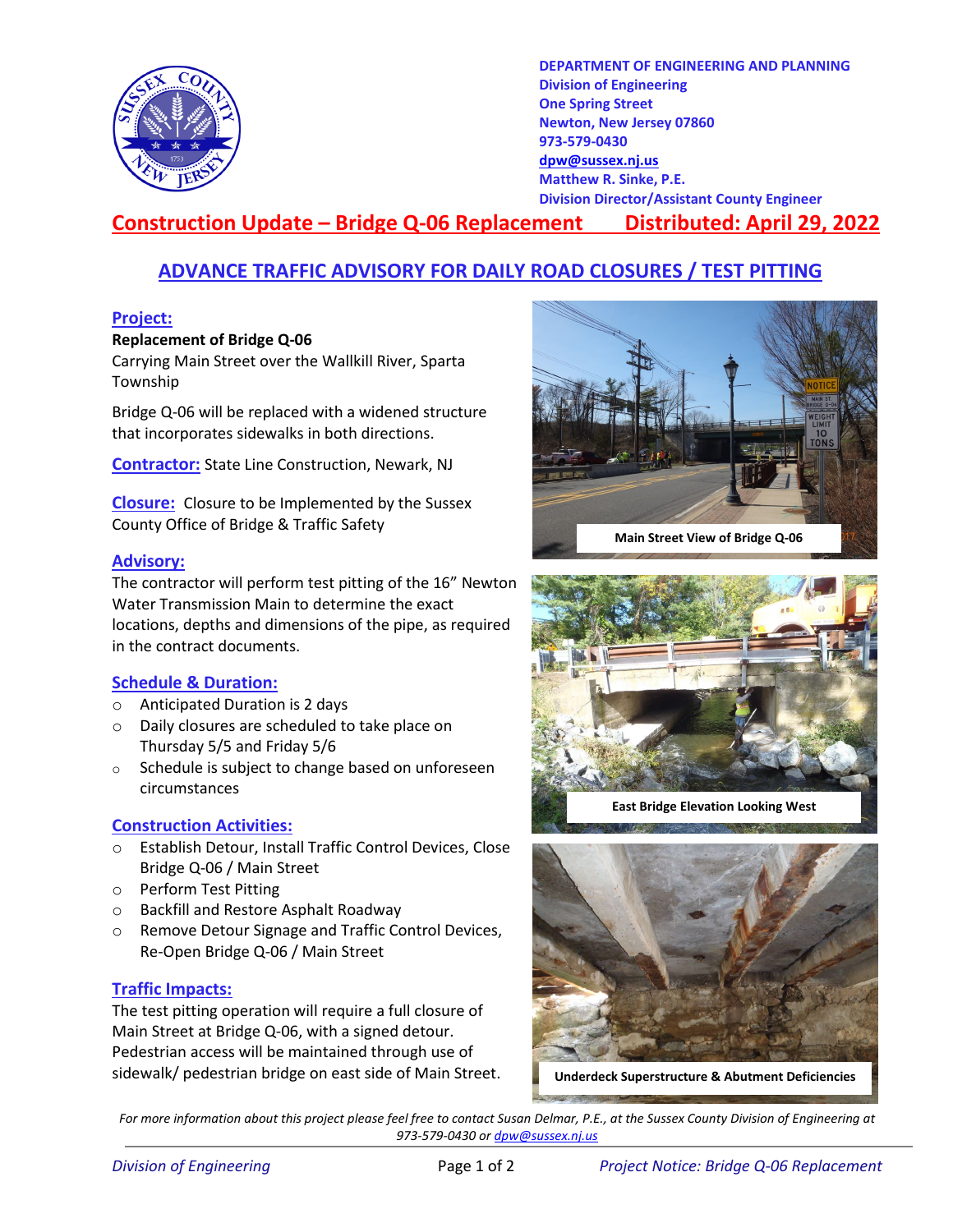**DEPARTMENT OF ENGINEERING AND PLANNING**
**Division of Engineering**
**One Spring Street**
**Newton, New Jersey 07860**
**973-579-0430**
**dpw@sussex.nj.us**
**Matthew R. Sinke, P.E.**
**Division Director/Assistant County Engineer**

# Construction Update – Bridge Q-06 Replacement Distributed: April 29, 2022

## ADVANCE TRAFFIC ADVISORY FOR DAILY ROAD CLOSURES / TEST PITTING

### Project:

**Replacement of Bridge Q-06**
Carrying Main Street over the Wallkill River, Sparta Township

Bridge Q-06 will be replaced with a widened structure that incorporates sidewalks in both directions.

**Contractor:** State Line Construction, Newark, NJ

**Closure:** Closure to be Implemented by the Sussex County Office of Bridge & Traffic Safety

### Advisory:

The contractor will perform test pitting of the 16" Newton Water Transmission Main to determine the exact locations, depths and dimensions of the pipe, as required in the contract documents.

### Schedule & Duration:

- Anticipated Duration is 2 days
- Daily closures are scheduled to take place on Thursday 5/5 and Friday 5/6
- Schedule is subject to change based on unforeseen circumstances

### Construction Activities:

- Establish Detour, Install Traffic Control Devices, Close Bridge Q-06 / Main Street
- Perform Test Pitting
- Backfill and Restore Asphalt Roadway
- Remove Detour Signage and Traffic Control Devices, Re-Open Bridge Q-06 / Main Street

### Traffic Impacts:

The test pitting operation will require a full closure of Main Street at Bridge Q-06, with a signed detour. Pedestrian access will be maintained through use of sidewalk/ pedestrian bridge on east side of Main Street.

**Main Street View of Bridge Q-06**

**East Bridge Elevation Looking West**

**Underdeck Superstructure & Abutment Deficiencies**

*For more information about this project please feel free to contact Susan Delmar, P.E., at the Sussex County Division of Engineering at 973-579-0430 or dpw@sussex.nj.us*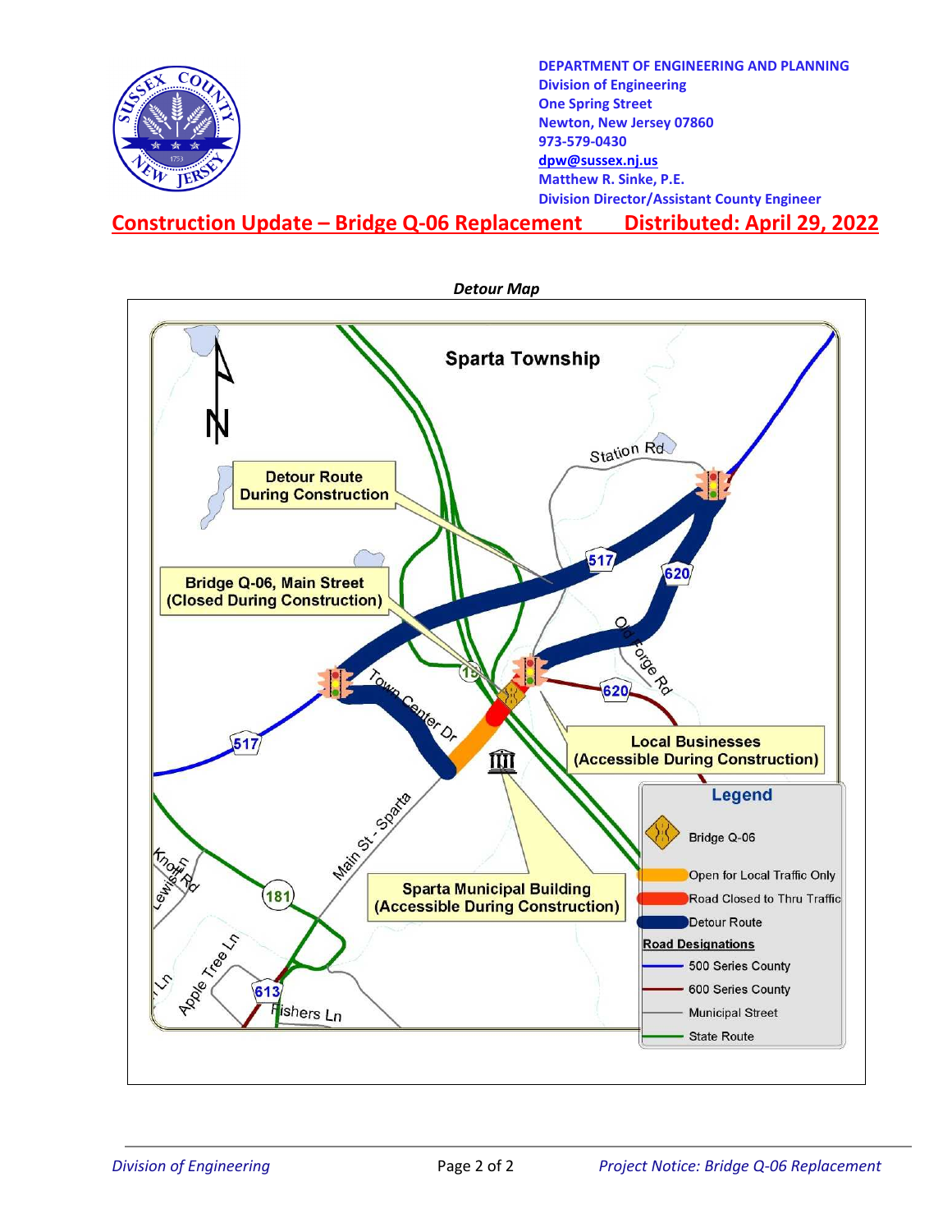**DEPARTMENT OF ENGINEERING AND PLANNING**
**Division of Engineering**
**One Spring Street**
**Newton, New Jersey 07860**
**973-579-0430**
**dpw@sussex.nj.us**
**Matthew R. Sinke, P.E.**
**Division Director/Assistant County Engineer**

## Construction Update – Bridge Q-06 Replacement    Distributed: April 29, 2022

*Detour Map*

Sparta Township

N

Station Rd

Detour Route During Construction

Bridge Q-06, Main Street (Closed During Construction)

517

620

Old Forge Rd

15

Town Center Dr

620

517

Local Businesses (Accessible During Construction)

Main St - Sparta

Knoll Ln

Lewis Rd

181

Apple Tree Ln

613

Fishers Ln

Sparta Municipal Building (Accessible During Construction)

Legend

Bridge Q-06

Open for Local Traffic Only

Road Closed to Thru Traffic

Detour Route

Road Designations

500 Series County

600 Series County

Municipal Street

State Route

*Division of Engineering*    *Project Notice: Bridge Q-06 Replacement*